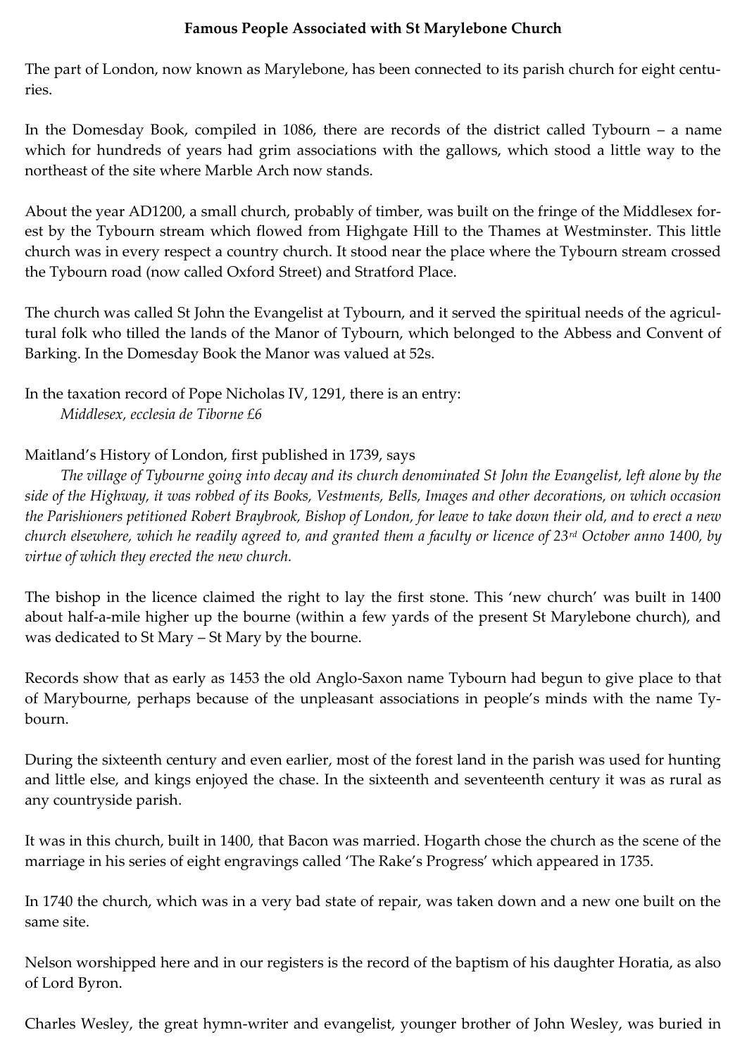# Famous People Associated with St Marylebone Church

The part of London, now known as Marylebone, has been connected to its parish church for eight centuries.

In the Domesday Book, compiled in 1086, there are records of the district called Tybourn – a name which for hundreds of years had grim associations with the gallows, which stood a little way to the northeast of the site where Marble Arch now stands.

About the year AD1200, a small church, probably of timber, was built on the fringe of the Middlesex forest by the Tybourn stream which flowed from Highgate Hill to the Thames at Westminster. This little church was in every respect a country church. It stood near the place where the Tybourn stream crossed the Tybourn road (now called Oxford Street) and Stratford Place.

The church was called St John the Evangelist at Tybourn, and it served the spiritual needs of the agricultural folk who tilled the lands of the Manor of Tybourn, which belonged to the Abbess and Convent of Barking. In the Domesday Book the Manor was valued at 52s.

In the taxation record of Pope Nicholas IV, 1291, there is an entry:

> *Middlesex, ecclesia de Tiborne £6*

Maitland's History of London, first published in 1739, says

> *The village of Tybourne going into decay and its church denominated St John the Evangelist, left alone by the side of the Highway, it was robbed of its Books, Vestments, Bells, Images and other decorations, on which occasion the Parishioners petitioned Robert Braybrook, Bishop of London, for leave to take down their old, and to erect a new church elsewhere, which he readily agreed to, and granted them a faculty or licence of 23rd October anno 1400, by virtue of which they erected the new church.*

The bishop in the licence claimed the right to lay the first stone. This 'new church' was built in 1400 about half-a-mile higher up the bourne (within a few yards of the present St Marylebone church), and was dedicated to St Mary – St Mary by the bourne.

Records show that as early as 1453 the old Anglo-Saxon name Tybourn had begun to give place to that of Marybourne, perhaps because of the unpleasant associations in people's minds with the name Tybourn.

During the sixteenth century and even earlier, most of the forest land in the parish was used for hunting and little else, and kings enjoyed the chase. In the sixteenth and seventeenth century it was as rural as any countryside parish.

It was in this church, built in 1400, that Bacon was married. Hogarth chose the church as the scene of the marriage in his series of eight engravings called 'The Rake's Progress' which appeared in 1735.

In 1740 the church, which was in a very bad state of repair, was taken down and a new one built on the same site.

Nelson worshipped here and in our registers is the record of the baptism of his daughter Horatia, as also of Lord Byron.

Charles Wesley, the great hymn-writer and evangelist, younger brother of John Wesley, was buried in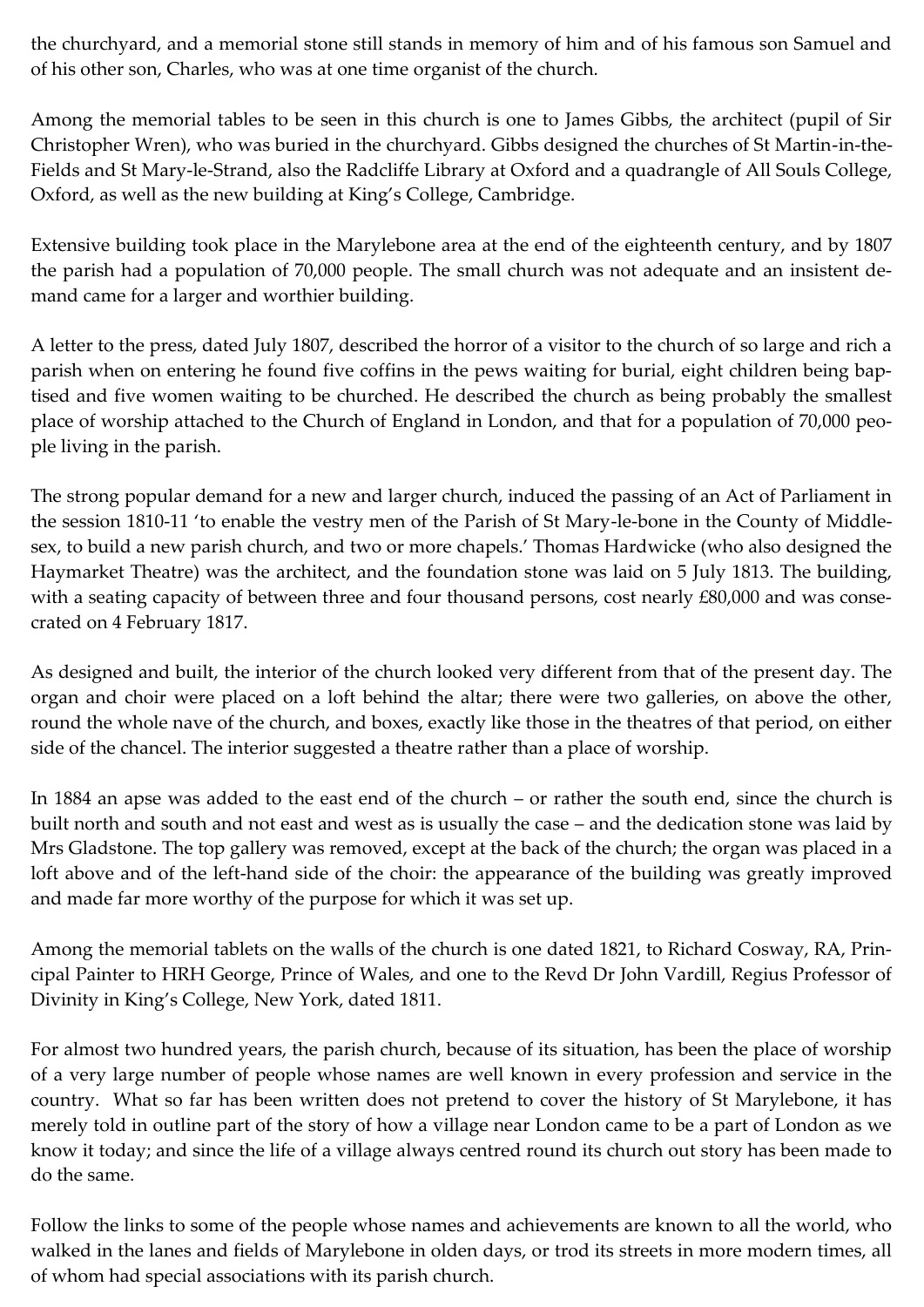the churchyard, and a memorial stone still stands in memory of him and of his famous son Samuel and of his other son, Charles, who was at one time organist of the church.

Among the memorial tables to be seen in this church is one to James Gibbs, the architect (pupil of Sir Christopher Wren), who was buried in the churchyard. Gibbs designed the churches of St Martin-in-the-Fields and St Mary-le-Strand, also the Radcliffe Library at Oxford and a quadrangle of All Souls College, Oxford, as well as the new building at King's College, Cambridge.

Extensive building took place in the Marylebone area at the end of the eighteenth century, and by 1807 the parish had a population of 70,000 people. The small church was not adequate and an insistent demand came for a larger and worthier building.

A letter to the press, dated July 1807, described the horror of a visitor to the church of so large and rich a parish when on entering he found five coffins in the pews waiting for burial, eight children being baptised and five women waiting to be churched. He described the church as being probably the smallest place of worship attached to the Church of England in London, and that for a population of 70,000 people living in the parish.

The strong popular demand for a new and larger church, induced the passing of an Act of Parliament in the session 1810-11 'to enable the vestry men of the Parish of St Mary-le-bone in the County of Middlesex, to build a new parish church, and two or more chapels.' Thomas Hardwicke (who also designed the Haymarket Theatre) was the architect, and the foundation stone was laid on 5 July 1813. The building, with a seating capacity of between three and four thousand persons, cost nearly £80,000 and was consecrated on 4 February 1817.

As designed and built, the interior of the church looked very different from that of the present day. The organ and choir were placed on a loft behind the altar; there were two galleries, on above the other, round the whole nave of the church, and boxes, exactly like those in the theatres of that period, on either side of the chancel. The interior suggested a theatre rather than a place of worship.

In 1884 an apse was added to the east end of the church – or rather the south end, since the church is built north and south and not east and west as is usually the case – and the dedication stone was laid by Mrs Gladstone. The top gallery was removed, except at the back of the church; the organ was placed in a loft above and of the left-hand side of the choir: the appearance of the building was greatly improved and made far more worthy of the purpose for which it was set up.

Among the memorial tablets on the walls of the church is one dated 1821, to Richard Cosway, RA, Principal Painter to HRH George, Prince of Wales, and one to the Revd Dr John Vardill, Regius Professor of Divinity in King's College, New York, dated 1811.

For almost two hundred years, the parish church, because of its situation, has been the place of worship of a very large number of people whose names are well known in every profession and service in the country. What so far has been written does not pretend to cover the history of St Marylebone, it has merely told in outline part of the story of how a village near London came to be a part of London as we know it today; and since the life of a village always centred round its church out story has been made to do the same.

Follow the links to some of the people whose names and achievements are known to all the world, who walked in the lanes and fields of Marylebone in olden days, or trod its streets in more modern times, all of whom had special associations with its parish church.